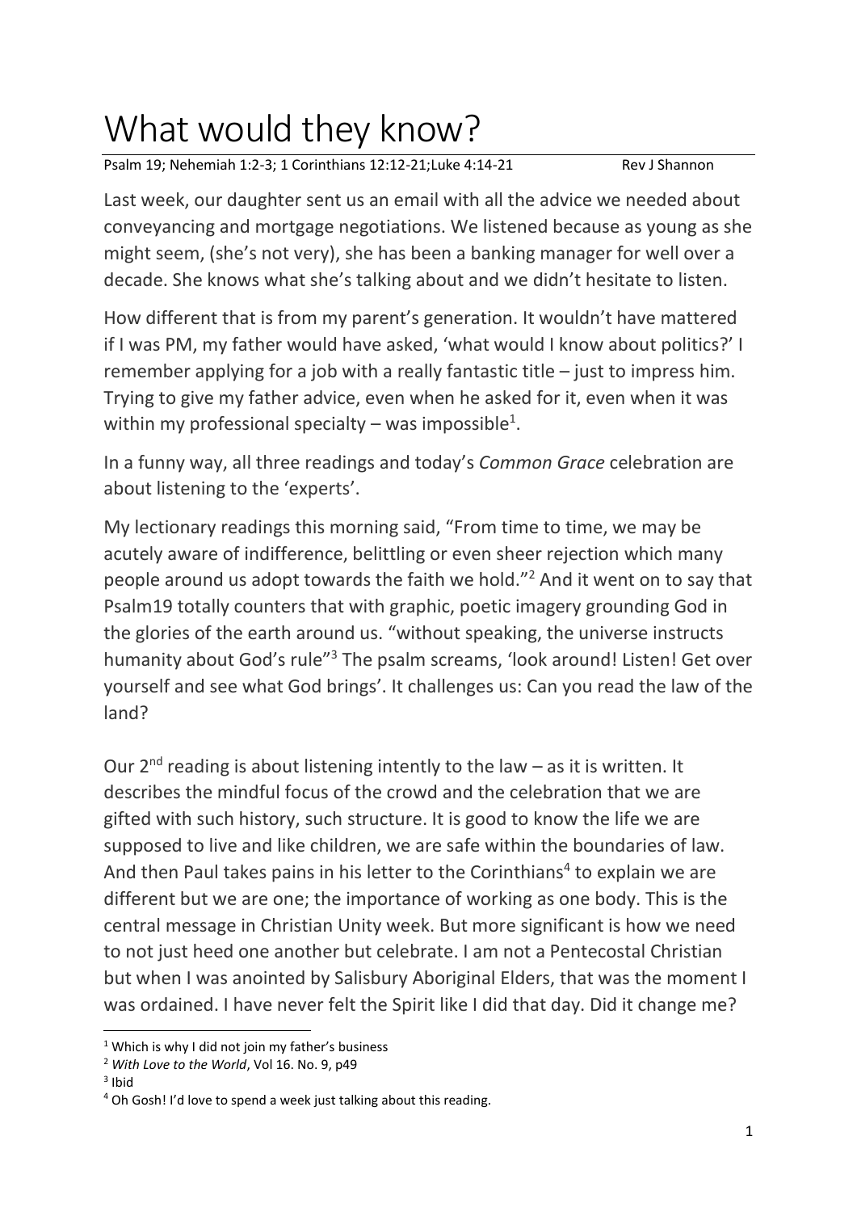# What would they know?

Psalm 19; Nehemiah 1:2-3; 1 Corinthians 12:12-21;Luke 4:14-21 Rev J Shannon

Last week, our daughter sent us an email with all the advice we needed about conveyancing and mortgage negotiations. We listened because as young as she might seem, (she's not very), she has been a banking manager for well over a decade. She knows what she's talking about and we didn't hesitate to listen.

How different that is from my parent's generation. It wouldn't have mattered if I was PM, my father would have asked, 'what would I know about politics?' I remember applying for a job with a really fantastic title – just to impress him. Trying to give my father advice, even when he asked for it, even when it was within my professional specialty – was impossible[1].

In a funny way, all three readings and today's *Common Grace* celebration are about listening to the 'experts'.

My lectionary readings this morning said, "From time to time, we may be acutely aware of indifference, belittling or even sheer rejection which many people around us adopt towards the faith we hold."[2] And it went on to say that Psalm19 totally counters that with graphic, poetic imagery grounding God in the glories of the earth around us. "without speaking, the universe instructs humanity about God's rule"[3] The psalm screams, 'look around! Listen! Get over yourself and see what God brings'. It challenges us: Can you read the law of the land?

Our 2nd reading is about listening intently to the law – as it is written. It describes the mindful focus of the crowd and the celebration that we are gifted with such history, such structure. It is good to know the life we are supposed to live and like children, we are safe within the boundaries of law. And then Paul takes pains in his letter to the Corinthians[4] to explain we are different but we are one; the importance of working as one body. This is the central message in Christian Unity week. But more significant is how we need to not just heed one another but celebrate. I am not a Pentecostal Christian but when I was anointed by Salisbury Aboriginal Elders, that was the moment I was ordained. I have never felt the Spirit like I did that day. Did it change me?

---

[1] Which is why I did not join my father's business

[2] *With Love to the World*, Vol 16. No. 9, p49

[3] Ibid

[4] Oh Gosh! I'd love to spend a week just talking about this reading.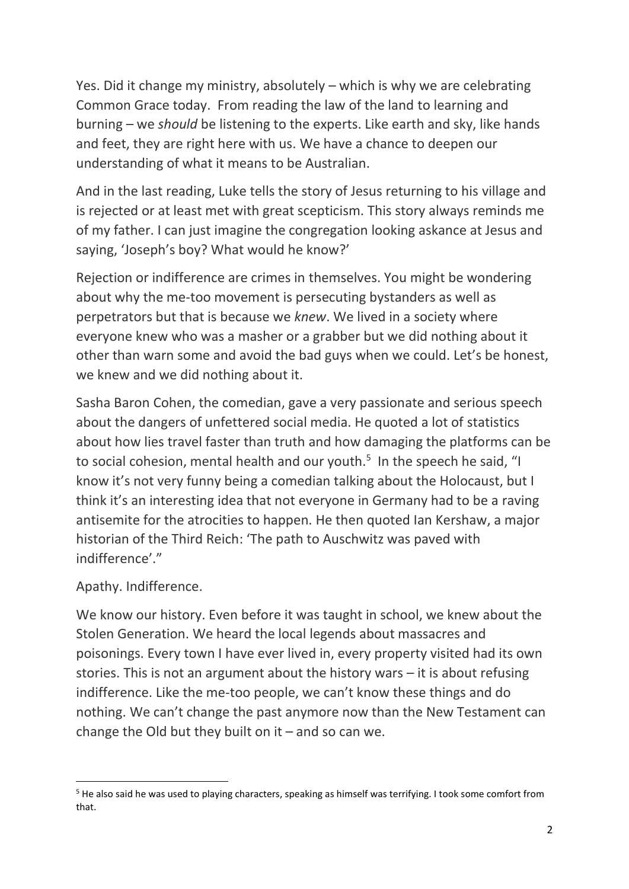Yes. Did it change my ministry, absolutely – which is why we are celebrating Common Grace today. From reading the law of the land to learning and burning – we *should* be listening to the experts. Like earth and sky, like hands and feet, they are right here with us. We have a chance to deepen our understanding of what it means to be Australian.

And in the last reading, Luke tells the story of Jesus returning to his village and is rejected or at least met with great scepticism. This story always reminds me of my father. I can just imagine the congregation looking askance at Jesus and saying, 'Joseph's boy? What would he know?'

Rejection or indifference are crimes in themselves. You might be wondering about why the me-too movement is persecuting bystanders as well as perpetrators but that is because we *knew*. We lived in a society where everyone knew who was a masher or a grabber but we did nothing about it other than warn some and avoid the bad guys when we could. Let's be honest, we knew and we did nothing about it.

Sasha Baron Cohen, the comedian, gave a very passionate and serious speech about the dangers of unfettered social media. He quoted a lot of statistics about how lies travel faster than truth and how damaging the platforms can be to social cohesion, mental health and our youth.[5] In the speech he said, "I know it's not very funny being a comedian talking about the Holocaust, but I think it's an interesting idea that not everyone in Germany had to be a raving antisemite for the atrocities to happen. He then quoted Ian Kershaw, a major historian of the Third Reich: 'The path to Auschwitz was paved with indifference'."

Apathy. Indifference.

We know our history. Even before it was taught in school, we knew about the Stolen Generation. We heard the local legends about massacres and poisonings. Every town I have ever lived in, every property visited had its own stories. This is not an argument about the history wars – it is about refusing indifference. Like the me-too people, we can't know these things and do nothing. We can't change the past anymore now than the New Testament can change the Old but they built on it – and so can we.

---

[5] He also said he was used to playing characters, speaking as himself was terrifying. I took some comfort from that.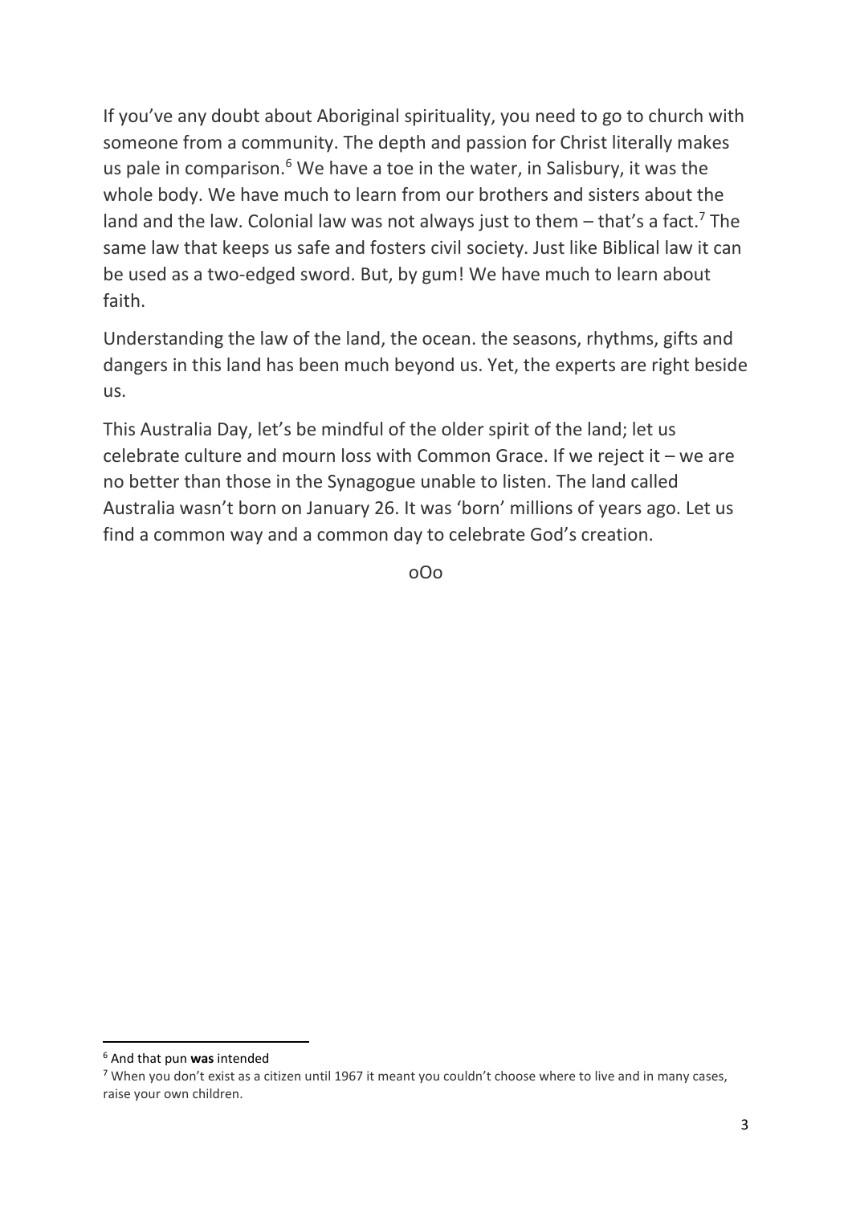If you've any doubt about Aboriginal spirituality, you need to go to church with someone from a community. The depth and passion for Christ literally makes us pale in comparison.[6] We have a toe in the water, in Salisbury, it was the whole body. We have much to learn from our brothers and sisters about the land and the law. Colonial law was not always just to them – that's a fact.[7] The same law that keeps us safe and fosters civil society. Just like Biblical law it can be used as a two-edged sword. But, by gum! We have much to learn about faith.

Understanding the law of the land, the ocean. the seasons, rhythms, gifts and dangers in this land has been much beyond us. Yet, the experts are right beside us.

This Australia Day, let's be mindful of the older spirit of the land; let us celebrate culture and mourn loss with Common Grace. If we reject it – we are no better than those in the Synagogue unable to listen. The land called Australia wasn't born on January 26. It was 'born' millions of years ago. Let us find a common way and a common day to celebrate God's creation.

oOo

---

[6] And that pun **was** intended

[7] When you don't exist as a citizen until 1967 it meant you couldn't choose where to live and in many cases, raise your own children.